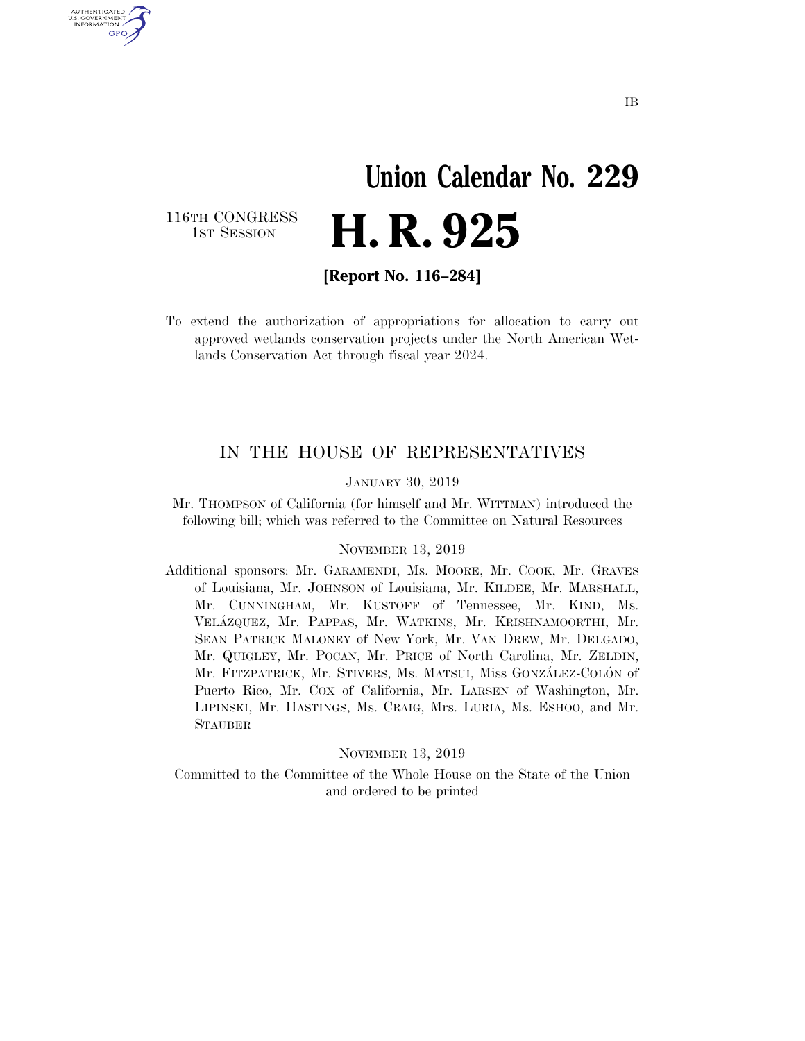IB

# Union Calendar No. 229

116TH CONGRESS
1ST SESSION

# H. R. 925

**[Report No. 116–284]**

To extend the authorization of appropriations for allocation to carry out approved wetlands conservation projects under the North American Wetlands Conservation Act through fiscal year 2024.

## IN THE HOUSE OF REPRESENTATIVES

JANUARY 30, 2019

Mr. THOMPSON of California (for himself and Mr. WITTMAN) introduced the following bill; which was referred to the Committee on Natural Resources

NOVEMBER 13, 2019

Additional sponsors: Mr. GARAMENDI, Ms. MOORE, Mr. COOK, Mr. GRAVES of Louisiana, Mr. JOHNSON of Louisiana, Mr. KILDEE, Mr. MARSHALL, Mr. CUNNINGHAM, Mr. KUSTOFF of Tennessee, Mr. KIND, Ms. VELÁZQUEZ, Mr. PAPPAS, Mr. WATKINS, Mr. KRISHNAMOORTHI, Mr. SEAN PATRICK MALONEY of New York, Mr. VAN DREW, Mr. DELGADO, Mr. QUIGLEY, Mr. POCAN, Mr. PRICE of North Carolina, Mr. ZELDIN, Mr. FITZPATRICK, Mr. STIVERS, Ms. MATSUI, Miss GONZÁLEZ-COLÓN of Puerto Rico, Mr. COX of California, Mr. LARSEN of Washington, Mr. LIPINSKI, Mr. HASTINGS, Ms. CRAIG, Mrs. LURIA, Ms. ESHOO, and Mr. STAUBER

NOVEMBER 13, 2019

Committed to the Committee of the Whole House on the State of the Union and ordered to be printed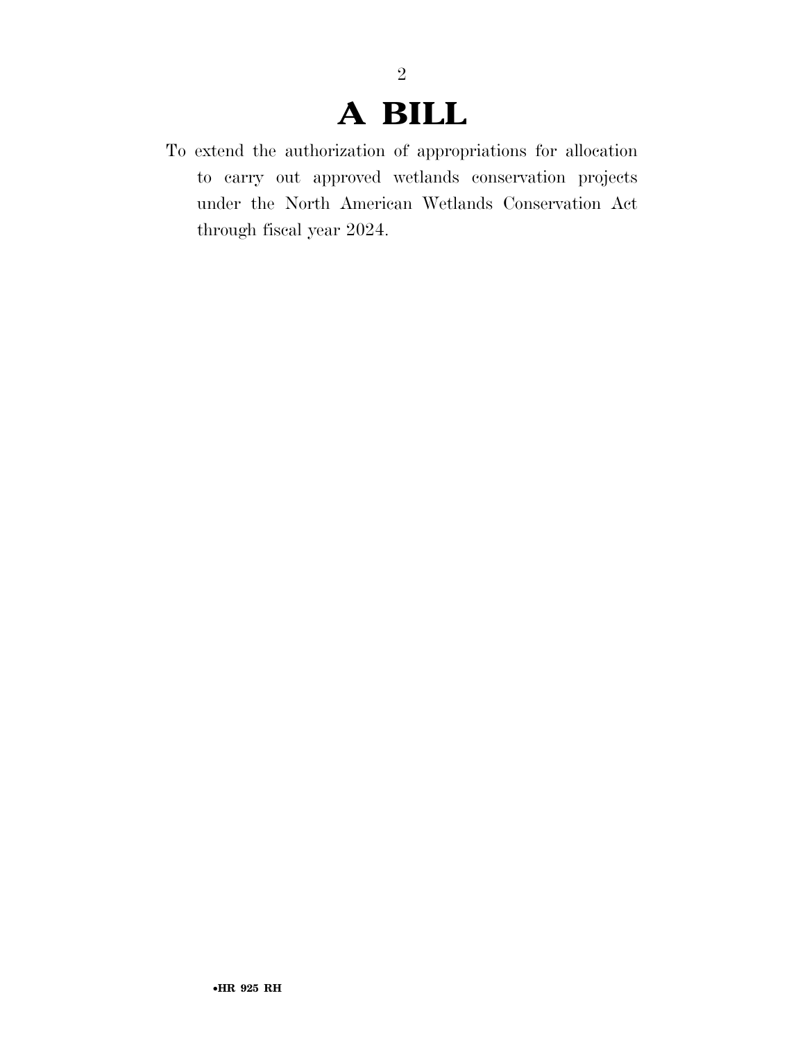# A BILL

To extend the authorization of appropriations for allocation to carry out approved wetlands conservation projects under the North American Wetlands Conservation Act through fiscal year 2024.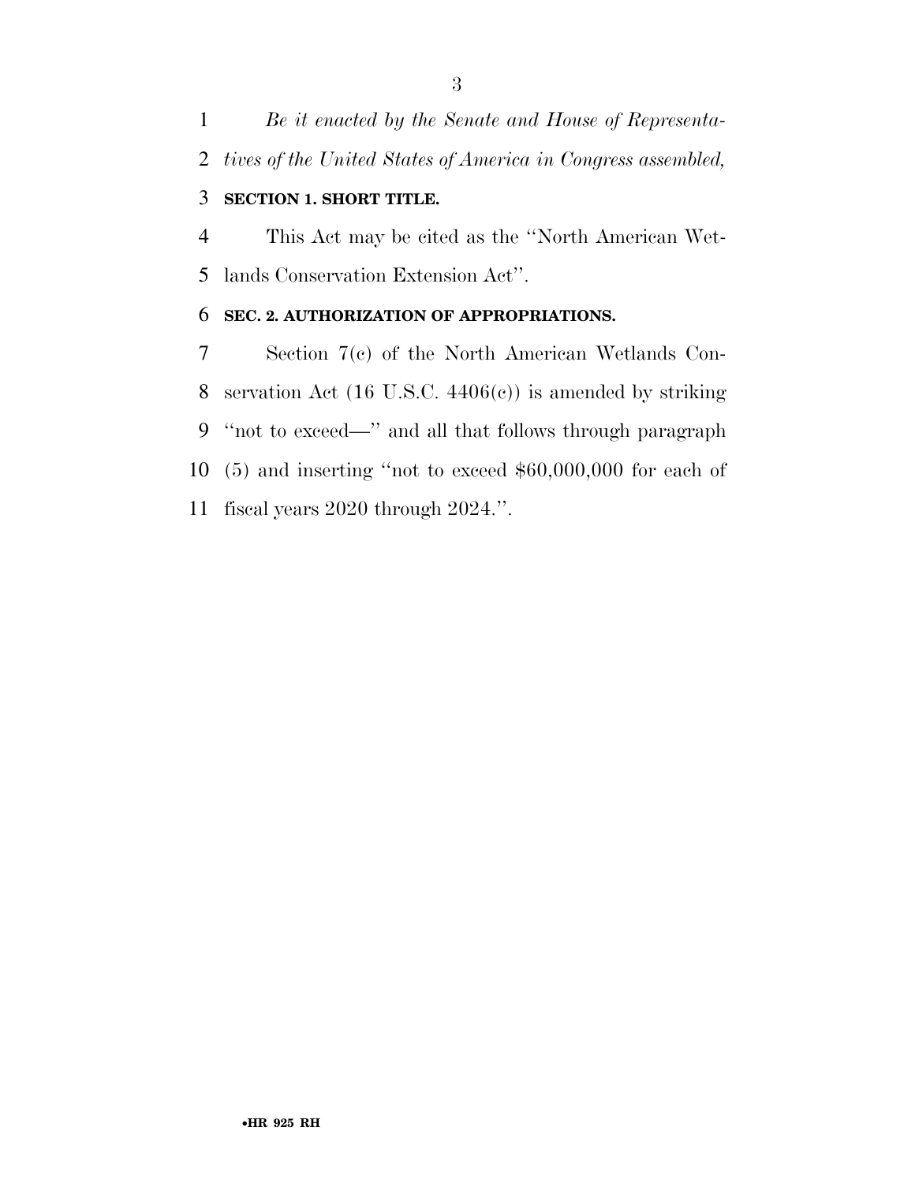*Be it enacted by the Senate and House of Representatives of the United States of America in Congress assembled,*

**SECTION 1. SHORT TITLE.**

This Act may be cited as the "North American Wetlands Conservation Extension Act".

**SEC. 2. AUTHORIZATION OF APPROPRIATIONS.**

Section 7(c) of the North American Wetlands Conservation Act (16 U.S.C. 4406(c)) is amended by striking "not to exceed—" and all that follows through paragraph (5) and inserting "not to exceed $60,000,000 for each of fiscal years 2020 through 2024.".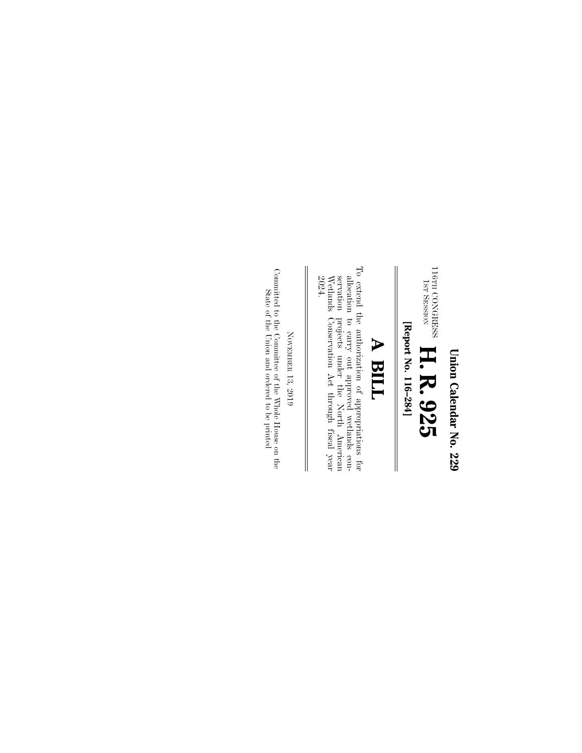**Union Calendar No. 229**

116TH CONGRESS
1ST SESSION

# H. R. 925

**[Report No. 116–284]**

# A BILL

To extend the authorization of appropriations for allocation to carry out approved wetlands conservation projects under the North American Wetlands Conservation Act through fiscal year 2024.

NOVEMBER 13, 2019

Committed to the Committee of the Whole House on the State of the Union and ordered to be printed